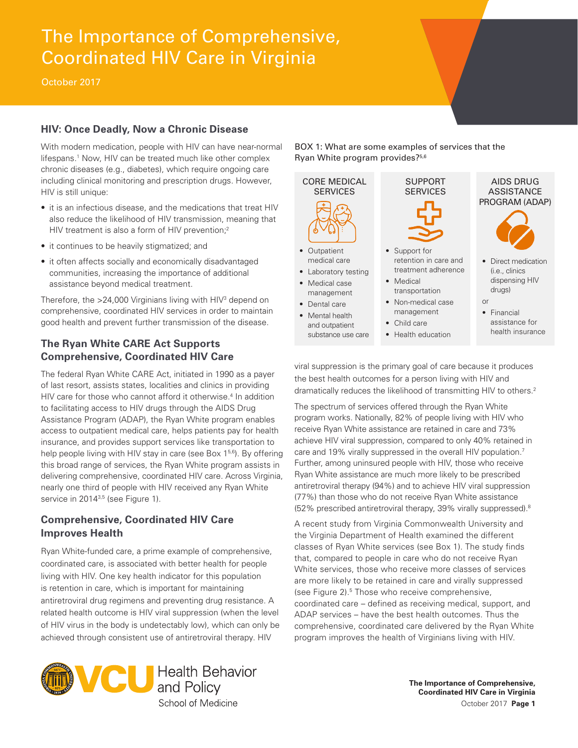# The Importance of Comprehensive, Coordinated HIV Care in Virginia

October 2017

## HIV: Once Deadly, Now a Chronic Disease

With modern medication, people with HIV can have near-normal lifespans.[1] Now, HIV can be treated much like other complex chronic diseases (e.g., diabetes), which require ongoing care including clinical monitoring and prescription drugs. However, HIV is still unique:

- it is an infectious disease, and the medications that treat HIV also reduce the likelihood of HIV transmission, meaning that HIV treatment is also a form of HIV prevention;[2]
- it continues to be heavily stigmatized; and
- it often affects socially and economically disadvantaged communities, increasing the importance of additional assistance beyond medical treatment.

Therefore, the >24,000 Virginians living with HIV[3] depend on comprehensive, coordinated HIV services in order to maintain good health and prevent further transmission of the disease.

## The Ryan White CARE Act Supports Comprehensive, Coordinated HIV Care

The federal Ryan White CARE Act, initiated in 1990 as a payer of last resort, assists states, localities and clinics in providing HIV care for those who cannot afford it otherwise.[4] In addition to facilitating access to HIV drugs through the AIDS Drug Assistance Program (ADAP), the Ryan White program enables access to outpatient medical care, helps patients pay for health insurance, and provides support services like transportation to help people living with HIV stay in care (see Box 1[5,6]). By offering this broad range of services, the Ryan White program assists in delivering comprehensive, coordinated HIV care. Across Virginia, nearly one third of people with HIV received any Ryan White service in 2014[3,5] (see Figure 1).

## Comprehensive, Coordinated HIV Care Improves Health

Ryan White-funded care, a prime example of comprehensive, coordinated care, is associated with better health for people living with HIV. One key health indicator for this population is retention in care, which is important for maintaining antiretroviral drug regimens and preventing drug resistance. A related health outcome is HIV viral suppression (when the level of HIV virus in the body is undetectably low), which can only be achieved through consistent use of antiretroviral therapy. HIV viral suppression is the primary goal of care because it produces the best health outcomes for a person living with HIV and dramatically reduces the likelihood of transmitting HIV to others.[2]

The spectrum of services offered through the Ryan White program works. Nationally, 82% of people living with HIV who receive Ryan White assistance are retained in care and 73% achieve HIV viral suppression, compared to only 40% retained in care and 19% virally suppressed in the overall HIV population.[7] Further, among uninsured people with HIV, those who receive Ryan White assistance are much more likely to be prescribed antiretroviral therapy (94%) and to achieve HIV viral suppression (77%) than those who do not receive Ryan White assistance (52% prescribed antiretroviral therapy, 39% virally suppressed).[8]

A recent study from Virginia Commonwealth University and the Virginia Department of Health examined the different classes of Ryan White services (see Box 1). The study finds that, compared to people in care who do not receive Ryan White services, those who receive more classes of services are more likely to be retained in care and virally suppressed (see Figure 2).[5] Those who receive comprehensive, coordinated care – defined as receiving medical, support, and ADAP services – have the best health outcomes. Thus the comprehensive, coordinated care delivered by the Ryan White program improves the health of Virginians living with HIV.

**BOX 1: What are some examples of services that the Ryan White program provides?[5,6]**

**CORE MEDICAL SERVICES**
- Outpatient medical care
- Laboratory testing
- Medical case management
- Dental care
- Mental health and outpatient substance use care

**SUPPORT SERVICES**
- Support for retention in care and treatment adherence
- Medical transportation
- Non-medical case management
- Child care
- Health education

**AIDS DRUG ASSISTANCE PROGRAM (ADAP)**
- Direct medication (i.e., clinics dispensing HIV drugs)

or

- Financial assistance for health insurance

VCU Health Behavior and Policy, School of Medicine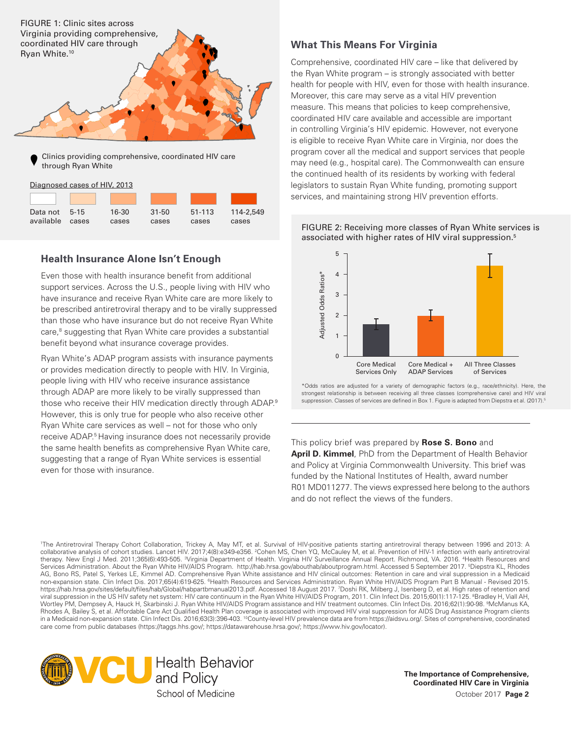FIGURE 1: Clinic sites across Virginia providing comprehensive, coordinated HIV care through Ryan White.[10]

Clinics providing comprehensive, coordinated HIV care through Ryan White

Diagnosed cases of HIV, 2013

Data not available
5-15 cases
16-30 cases
31-50 cases
51-113 cases
114-2,549 cases

## Health Insurance Alone Isn't Enough

Even those with health insurance benefit from additional support services. Across the U.S., people living with HIV who have insurance and receive Ryan White care are more likely to be prescribed antiretroviral therapy and to be virally suppressed than those who have insurance but do not receive Ryan White care,[8] suggesting that Ryan White care provides a substantial benefit beyond what insurance coverage provides.

Ryan White's ADAP program assists with insurance payments or provides medication directly to people with HIV. In Virginia, people living with HIV who receive insurance assistance through ADAP are more likely to be virally suppressed than those who receive their HIV medication directly through ADAP.[9] However, this is only true for people who also receive other Ryan White care services as well – not for those who only receive ADAP.[5] Having insurance does not necessarily provide the same health benefits as comprehensive Ryan White care, suggesting that a range of Ryan White services is essential even for those with insurance.

## What This Means For Virginia

Comprehensive, coordinated HIV care – like that delivered by the Ryan White program – is strongly associated with better health for people with HIV, even for those with health insurance. Moreover, this care may serve as a vital HIV prevention measure. This means that policies to keep comprehensive, coordinated HIV care available and accessible are important in controlling Virginia's HIV epidemic. However, not everyone is eligible to receive Ryan White care in Virginia, nor does the program cover all the medical and support services that people may need (e.g., hospital care). The Commonwealth can ensure the continued health of its residents by working with federal legislators to sustain Ryan White funding, promoting support services, and maintaining strong HIV prevention efforts.

FIGURE 2: Receiving more classes of Ryan White services is associated with higher rates of HIV viral suppression.[5]

Adjusted Odds Ratios*
0
1
2
3
4
5
Core Medical Services Only
Core Medical + ADAP Services
All Three Classes of Services

*Odds ratios are adjusted for a variety of demographic factors (e.g., race/ethnicity). Here, the strongest relationship is between receiving all three classes (comprehensive care) and HIV viral suppression. Classes of services are defined in Box 1. Figure is adapted from Diepstra et al (2017).[5]

This policy brief was prepared by **Rose S. Bono** and **April D. Kimmel**, PhD from the Department of Health Behavior and Policy at Virginia Commonwealth University. This brief was funded by the National Institutes of Health, award number R01 MD011277. The views expressed here belong to the authors and do not reflect the views of the funders.

[1]The Antiretroviral Therapy Cohort Collaboration, Trickey A, May MT, et al. Survival of HIV-positive patients starting antiretroviral therapy between 1996 and 2013: A collaborative analysis of cohort studies. Lancet HIV. 2017;4(8):e349-e356. [2]Cohen MS, Chen YQ, McCauley M, et al. Prevention of HIV-1 infection with early antiretroviral therapy. New Engl J Med. 2011;365(6):493-505. [3]Virginia Department of Health. Virginia HIV Surveillance Annual Report. Richmond, VA. 2016. [4]Health Resources and Services Administration. About the Ryan White HIV/AIDS Program. http://hab.hrsa.gov/abouthab/aboutprogram.html. Accessed 5 September 2017. [5]Diepstra KL, Rhodes AG, Bono RS, Patel S, Yerkes LE, Kimmel AD. Comprehensive Ryan White assistance and HIV clinical outcomes: Retention in care and viral suppression in a Medicaid non-expansion state. Clin Infect Dis. 2017;65(4):619-625. [6]Health Resources and Services Administration. Ryan White HIV/AIDS Program Part B Manual - Revised 2015. https://hab.hrsa.gov/sites/default/files/hab/Global/habpartbmanual2013.pdf. Accessed 18 August 2017. [7]Doshi RK, Milberg J, Isenberg D, et al. High rates of retention and viral suppression in the US HIV safety net system: HIV care continuum in the Ryan White HIV/AIDS Program, 2011. Clin Infect Dis. 2015;60(1):117-125. [8]Bradley H, Viall AH, Wortley PM, Dempsey A, Hauck H, Skarbinski J. Ryan White HIV/AIDS Program assistance and HIV treatment outcomes. Clin Infect Dis. 2016;62(1):90-98. [9]McManus KA, Rhodes A, Bailey S, et al. Affordable Care Act Qualified Health Plan coverage is associated with improved HIV viral suppression for AIDS Drug Assistance Program clients in a Medicaid non-expansion state. Clin Infect Dis. 2016;63(3):396-403. [10]County-level HIV prevalence data are from https://aidsvu.org/. Sites of comprehensive, coordinated care come from public databases (https://taggs.hhs.gov/; https://datawarehouse.hrsa.gov/; https://www.hiv.gov/locator).

VCU Health Behavior and Policy
School of Medicine